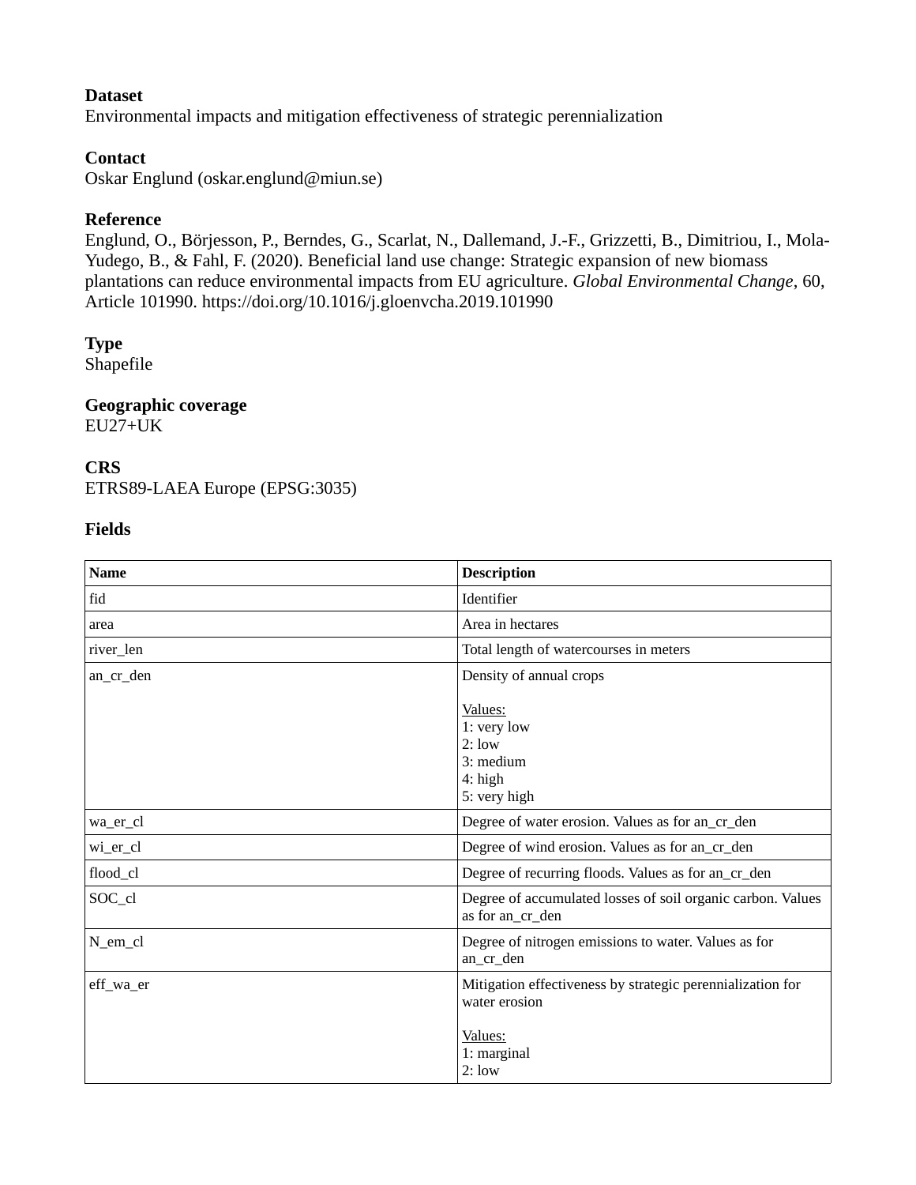**Dataset**
Environmental impacts and mitigation effectiveness of strategic perennialization

**Contact**
Oskar Englund (oskar.englund@miun.se)

**Reference**
Englund, O., Börjesson, P., Berndes, G., Scarlat, N., Dallemand, J.-F., Grizzetti, B., Dimitriou, I., Mola-Yudego, B., & Fahl, F. (2020). Beneficial land use change: Strategic expansion of new biomass plantations can reduce environmental impacts from EU agriculture. *Global Environmental Change*, 60, Article 101990. https://doi.org/10.1016/j.gloenvcha.2019.101990

**Type**
Shapefile

**Geographic coverage**
EU27+UK

**CRS**
ETRS89-LAEA Europe (EPSG:3035)

**Fields**

| Name | Description |
|---|---|
| fid | Identifier |
| area | Area in hectares |
| river_len | Total length of watercourses in meters |
| an_cr_den | Density of annual crops<br><br><u>Values:</u><br>1: very low<br>2: low<br>3: medium<br>4: high<br>5: very high |
| wa_er_cl | Degree of water erosion. Values as for an_cr_den |
| wi_er_cl | Degree of wind erosion. Values as for an_cr_den |
| flood_cl | Degree of recurring floods. Values as for an_cr_den |
| SOC_cl | Degree of accumulated losses of soil organic carbon. Values as for an_cr_den |
| N_em_cl | Degree of nitrogen emissions to water. Values as for an_cr_den |
| eff_wa_er | Mitigation effectiveness by strategic perennialization for water erosion<br><br><u>Values:</u><br>1: marginal<br>2: low |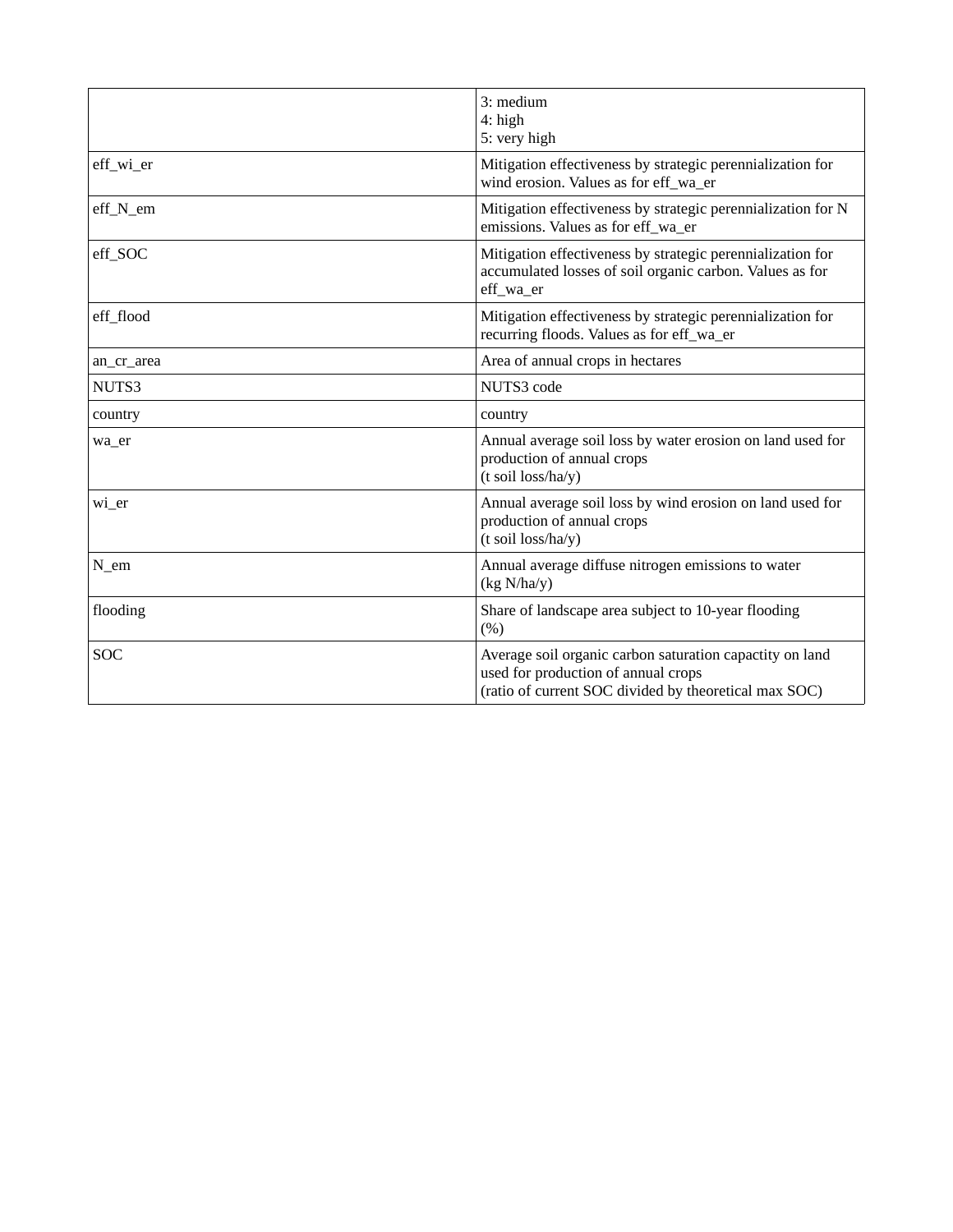| | |
|---|---|
| | 3: medium<br>4: high<br>5: very high |
| eff_wi_er | Mitigation effectiveness by strategic perennialization for wind erosion. Values as for eff_wa_er |
| eff_N_em | Mitigation effectiveness by strategic perennialization for N emissions. Values as for eff_wa_er |
| eff_SOC | Mitigation effectiveness by strategic perennialization for accumulated losses of soil organic carbon. Values as for eff_wa_er |
| eff_flood | Mitigation effectiveness by strategic perennialization for recurring floods. Values as for eff_wa_er |
| an_cr_area | Area of annual crops in hectares |
| NUTS3 | NUTS3 code |
| country | country |
| wa_er | Annual average soil loss by water erosion on land used for production of annual crops<br>(t soil loss/ha/y) |
| wi_er | Annual average soil loss by wind erosion on land used for production of annual crops<br>(t soil loss/ha/y) |
| N_em | Annual average diffuse nitrogen emissions to water<br>(kg N/ha/y) |
| flooding | Share of landscape area subject to 10-year flooding<br>(%) |
| SOC | Average soil organic carbon saturation capactity on land used for production of annual crops<br>(ratio of current SOC divided by theoretical max SOC) |